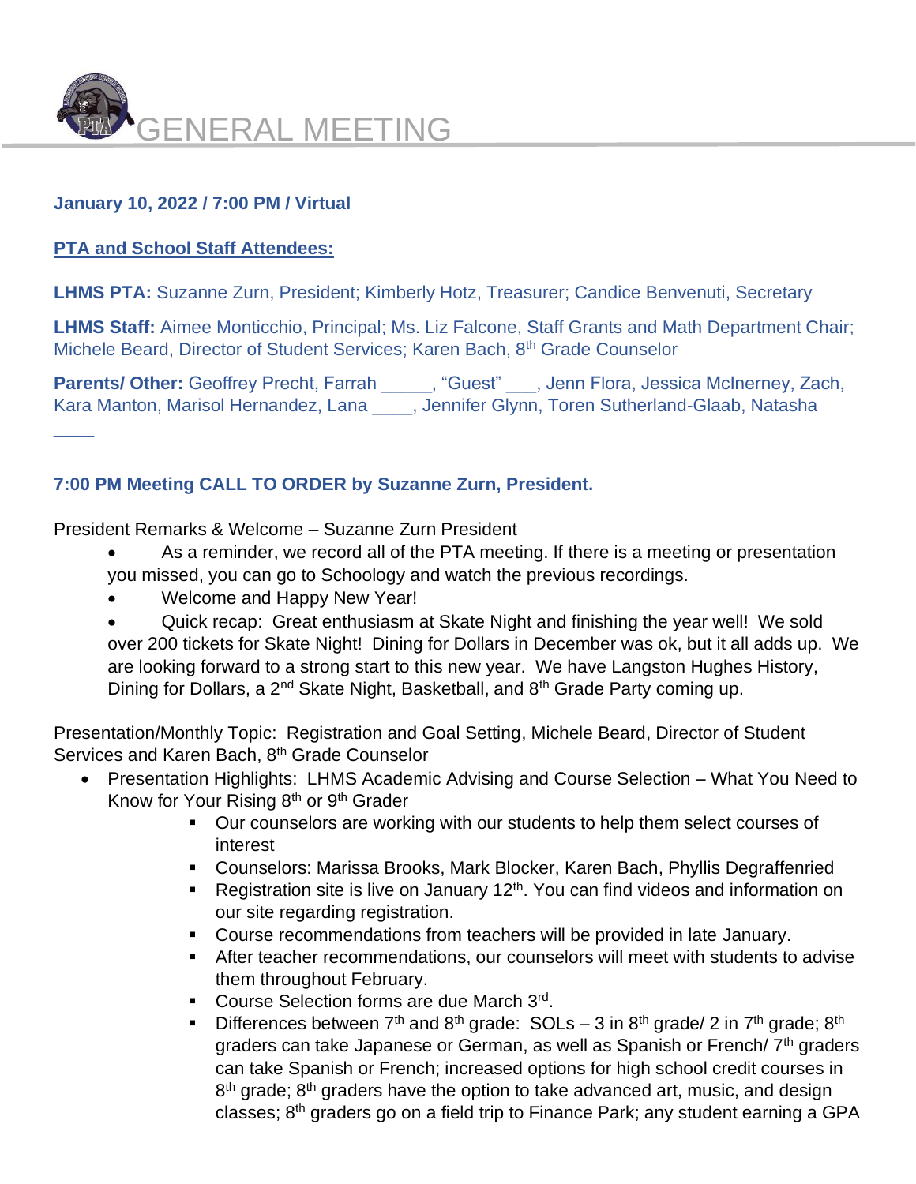# GENERAL MEETING

**January 10, 2022 / 7:00 PM / Virtual**

**PTA and School Staff Attendees:**

**LHMS PTA:** Suzanne Zurn, President; Kimberly Hotz, Treasurer; Candice Benvenuti, Secretary

**LHMS Staff:** Aimee Monticchio, Principal; Ms. Liz Falcone, Staff Grants and Math Department Chair; Michele Beard, Director of Student Services; Karen Bach, 8th Grade Counselor

**Parents/ Other:** Geoffrey Precht, Farrah _____, "Guest" ___, Jenn Flora, Jessica McInerney, Zach, Kara Manton, Marisol Hernandez, Lana ____, Jennifer Glynn, Toren Sutherland-Glaab, Natasha ____

**7:00 PM Meeting CALL TO ORDER by Suzanne Zurn, President.**

President Remarks & Welcome – Suzanne Zurn President

- As a reminder, we record all of the PTA meeting. If there is a meeting or presentation you missed, you can go to Schoology and watch the previous recordings.
- Welcome and Happy New Year!
- Quick recap: Great enthusiasm at Skate Night and finishing the year well! We sold over 200 tickets for Skate Night! Dining for Dollars in December was ok, but it all adds up. We are looking forward to a strong start to this new year. We have Langston Hughes History, Dining for Dollars, a 2nd Skate Night, Basketball, and 8th Grade Party coming up.

Presentation/Monthly Topic: Registration and Goal Setting, Michele Beard, Director of Student Services and Karen Bach, 8th Grade Counselor

- Presentation Highlights: LHMS Academic Advising and Course Selection – What You Need to Know for Your Rising 8th or 9th Grader
  - Our counselors are working with our students to help them select courses of interest
  - Counselors: Marissa Brooks, Mark Blocker, Karen Bach, Phyllis Degraffenried
  - Registration site is live on January 12th. You can find videos and information on our site regarding registration.
  - Course recommendations from teachers will be provided in late January.
  - After teacher recommendations, our counselors will meet with students to advise them throughout February.
  - Course Selection forms are due March 3rd.
  - Differences between 7th and 8th grade: SOLs – 3 in 8th grade/ 2 in 7th grade; 8th graders can take Japanese or German, as well as Spanish or French/ 7th graders can take Spanish or French; increased options for high school credit courses in 8th grade; 8th graders have the option to take advanced art, music, and design classes; 8th graders go on a field trip to Finance Park; any student earning a GPA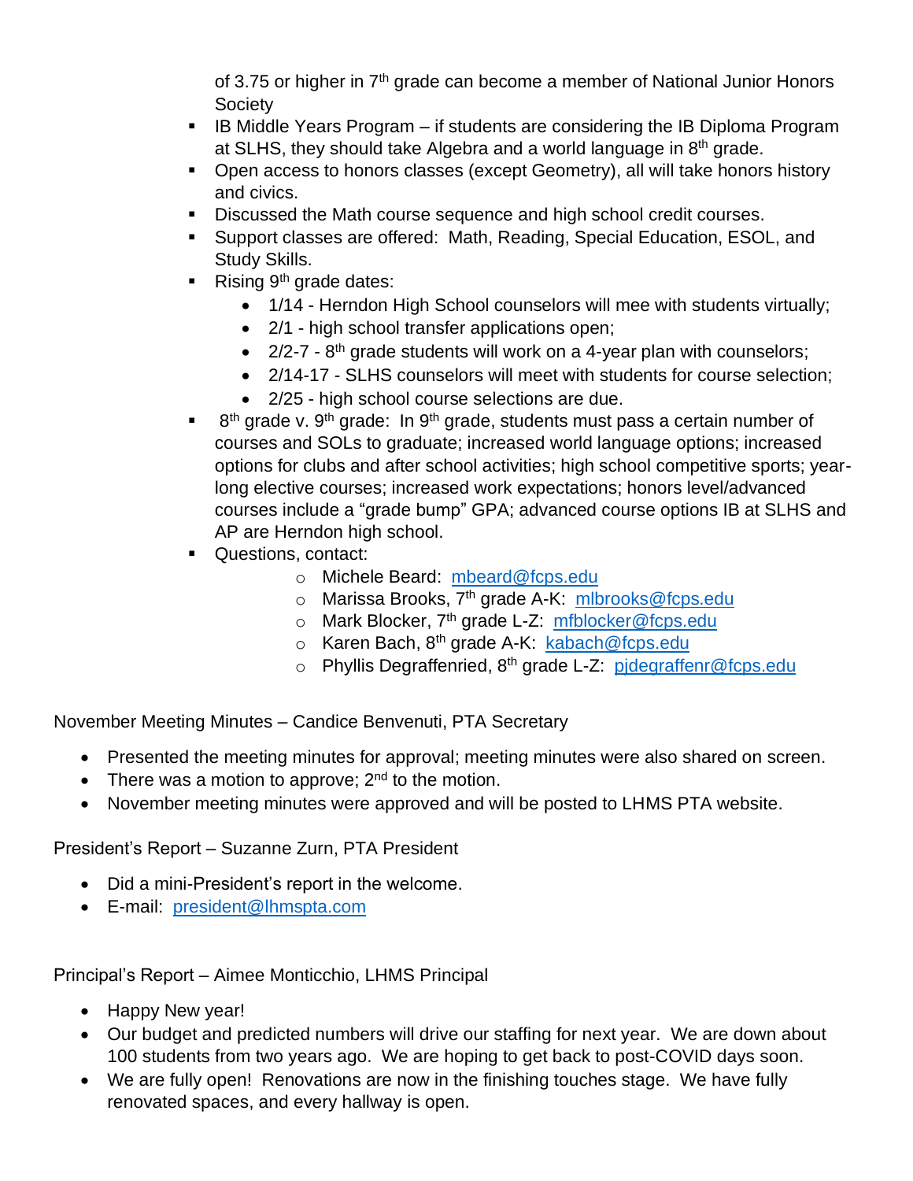of 3.75 or higher in 7th grade can become a member of National Junior Honors Society

- IB Middle Years Program – if students are considering the IB Diploma Program at SLHS, they should take Algebra and a world language in 8th grade.
- Open access to honors classes (except Geometry), all will take honors history and civics.
- Discussed the Math course sequence and high school credit courses.
- Support classes are offered: Math, Reading, Special Education, ESOL, and Study Skills.
- Rising 9th grade dates:
  - 1/14 - Herndon High School counselors will mee with students virtually;
  - 2/1 - high school transfer applications open;
  - 2/2-7 - 8th grade students will work on a 4-year plan with counselors;
  - 2/14-17 - SLHS counselors will meet with students for course selection;
  - 2/25 - high school course selections are due.
- 8th grade v. 9th grade: In 9th grade, students must pass a certain number of courses and SOLs to graduate; increased world language options; increased options for clubs and after school activities; high school competitive sports; year-long elective courses; increased work expectations; honors level/advanced courses include a "grade bump" GPA; advanced course options IB at SLHS and AP are Herndon high school.
- Questions, contact:
  - Michele Beard: mbeard@fcps.edu
  - Marissa Brooks, 7th grade A-K: mlbrooks@fcps.edu
  - Mark Blocker, 7th grade L-Z: mfblocker@fcps.edu
  - Karen Bach, 8th grade A-K: kabach@fcps.edu
  - Phyllis Degraffenried, 8th grade L-Z: pjdegraffenr@fcps.edu

November Meeting Minutes – Candice Benvenuti, PTA Secretary

- Presented the meeting minutes for approval; meeting minutes were also shared on screen.
- There was a motion to approve; 2nd to the motion.
- November meeting minutes were approved and will be posted to LHMS PTA website.

President's Report – Suzanne Zurn, PTA President

- Did a mini-President's report in the welcome.
- E-mail: president@lhmspta.com

Principal's Report – Aimee Monticchio, LHMS Principal

- Happy New year!
- Our budget and predicted numbers will drive our staffing for next year. We are down about 100 students from two years ago. We are hoping to get back to post-COVID days soon.
- We are fully open! Renovations are now in the finishing touches stage. We have fully renovated spaces, and every hallway is open.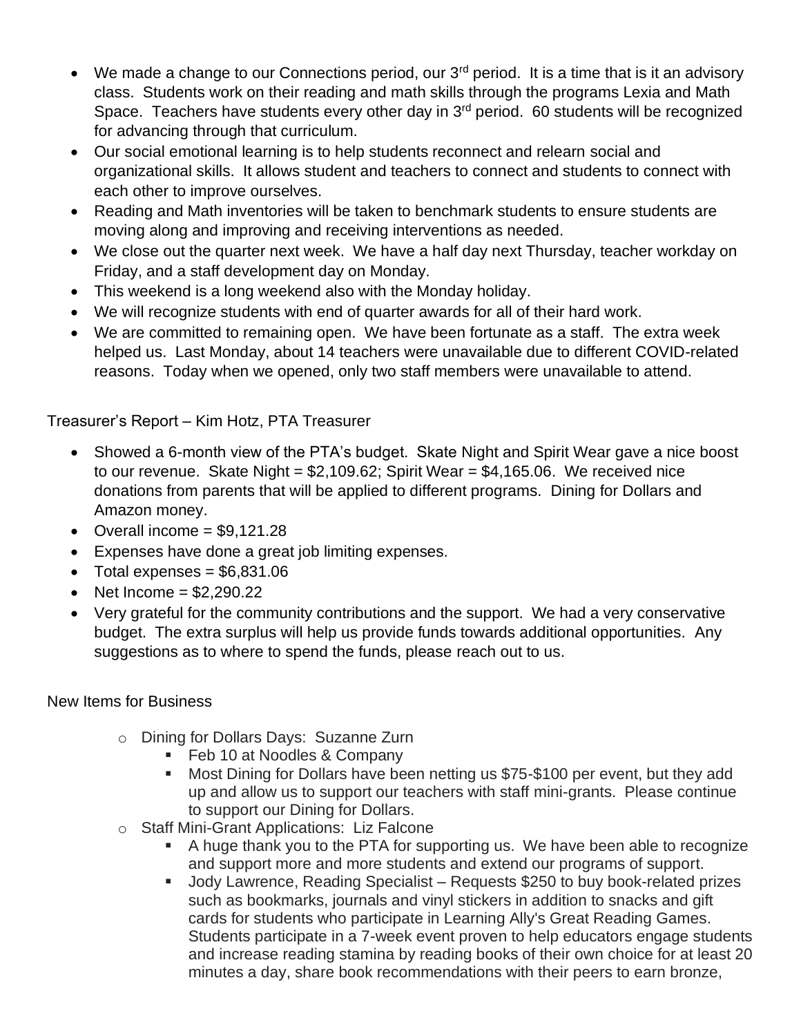- We made a change to our Connections period, our 3rd period. It is a time that is it an advisory class. Students work on their reading and math skills through the programs Lexia and Math Space. Teachers have students every other day in 3rd period. 60 students will be recognized for advancing through that curriculum.
- Our social emotional learning is to help students reconnect and relearn social and organizational skills. It allows student and teachers to connect and students to connect with each other to improve ourselves.
- Reading and Math inventories will be taken to benchmark students to ensure students are moving along and improving and receiving interventions as needed.
- We close out the quarter next week. We have a half day next Thursday, teacher workday on Friday, and a staff development day on Monday.
- This weekend is a long weekend also with the Monday holiday.
- We will recognize students with end of quarter awards for all of their hard work.
- We are committed to remaining open. We have been fortunate as a staff. The extra week helped us. Last Monday, about 14 teachers were unavailable due to different COVID-related reasons. Today when we opened, only two staff members were unavailable to attend.

Treasurer's Report – Kim Hotz, PTA Treasurer

- Showed a 6-month view of the PTA's budget. Skate Night and Spirit Wear gave a nice boost to our revenue. Skate Night = $2,109.62; Spirit Wear = $4,165.06. We received nice donations from parents that will be applied to different programs. Dining for Dollars and Amazon money.
- Overall income = $9,121.28
- Expenses have done a great job limiting expenses.
- Total expenses = $6,831.06
- Net Income = $2,290.22
- Very grateful for the community contributions and the support. We had a very conservative budget. The extra surplus will help us provide funds towards additional opportunities. Any suggestions as to where to spend the funds, please reach out to us.

New Items for Business

- Dining for Dollars Days: Suzanne Zurn
  - Feb 10 at Noodles & Company
  - Most Dining for Dollars have been netting us $75-$100 per event, but they add up and allow us to support our teachers with staff mini-grants. Please continue to support our Dining for Dollars.
- Staff Mini-Grant Applications: Liz Falcone
  - A huge thank you to the PTA for supporting us. We have been able to recognize and support more and more students and extend our programs of support.
  - Jody Lawrence, Reading Specialist – Requests $250 to buy book-related prizes such as bookmarks, journals and vinyl stickers in addition to snacks and gift cards for students who participate in Learning Ally's Great Reading Games. Students participate in a 7-week event proven to help educators engage students and increase reading stamina by reading books of their own choice for at least 20 minutes a day, share book recommendations with their peers to earn bronze,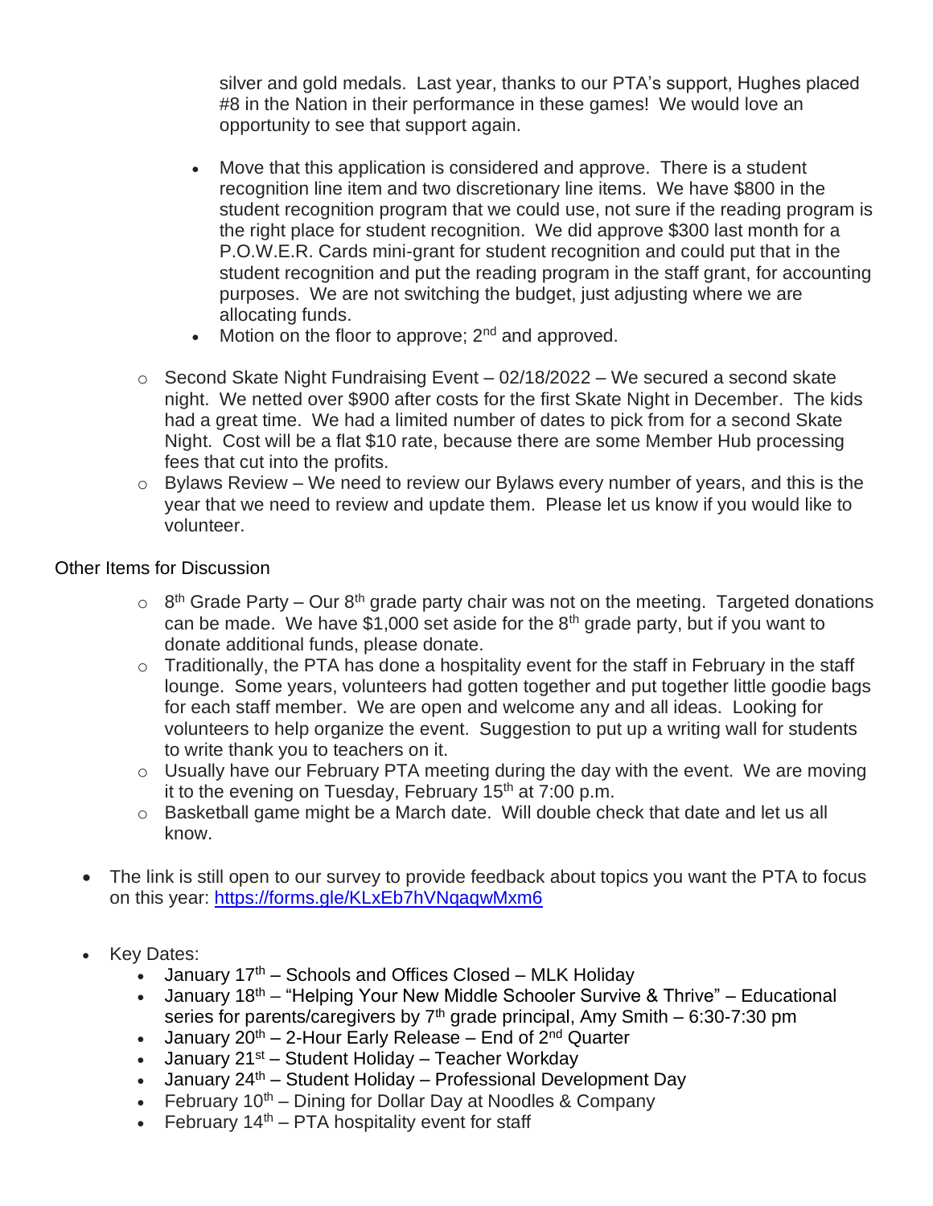silver and gold medals. Last year, thanks to our PTA's support, Hughes placed #8 in the Nation in their performance in these games! We would love an opportunity to see that support again.

    - Move that this application is considered and approve. There is a student recognition line item and two discretionary line items. We have $800 in the student recognition program that we could use, not sure if the reading program is the right place for student recognition. We did approve $300 last month for a P.O.W.E.R. Cards mini-grant for student recognition and could put that in the student recognition and put the reading program in the staff grant, for accounting purposes. We are not switching the budget, just adjusting where we are allocating funds.
    - Motion on the floor to approve; 2nd and approved.

  - Second Skate Night Fundraising Event – 02/18/2022 – We secured a second skate night. We netted over $900 after costs for the first Skate Night in December. The kids had a great time. We had a limited number of dates to pick from for a second Skate Night. Cost will be a flat $10 rate, because there are some Member Hub processing fees that cut into the profits.
  - Bylaws Review – We need to review our Bylaws every number of years, and this is the year that we need to review and update them. Please let us know if you would like to volunteer.

Other Items for Discussion

  - 8th Grade Party – Our 8th grade party chair was not on the meeting. Targeted donations can be made. We have $1,000 set aside for the 8th grade party, but if you want to donate additional funds, please donate.
  - Traditionally, the PTA has done a hospitality event for the staff in February in the staff lounge. Some years, volunteers had gotten together and put together little goodie bags for each staff member. We are open and welcome any and all ideas. Looking for volunteers to help organize the event. Suggestion to put up a writing wall for students to write thank you to teachers on it.
  - Usually have our February PTA meeting during the day with the event. We are moving it to the evening on Tuesday, February 15th at 7:00 p.m.
  - Basketball game might be a March date. Will double check that date and let us all know.

- The link is still open to our survey to provide feedback about topics you want the PTA to focus on this year: https://forms.gle/KLxEb7hVNqaqwMxm6

- Key Dates:
  - January 17th – Schools and Offices Closed – MLK Holiday
  - January 18th – "Helping Your New Middle Schooler Survive & Thrive" – Educational series for parents/caregivers by 7th grade principal, Amy Smith – 6:30-7:30 pm
  - January 20th – 2-Hour Early Release – End of 2nd Quarter
  - January 21st – Student Holiday – Teacher Workday
  - January 24th – Student Holiday – Professional Development Day
  - February 10th – Dining for Dollar Day at Noodles & Company
  - February 14th – PTA hospitality event for staff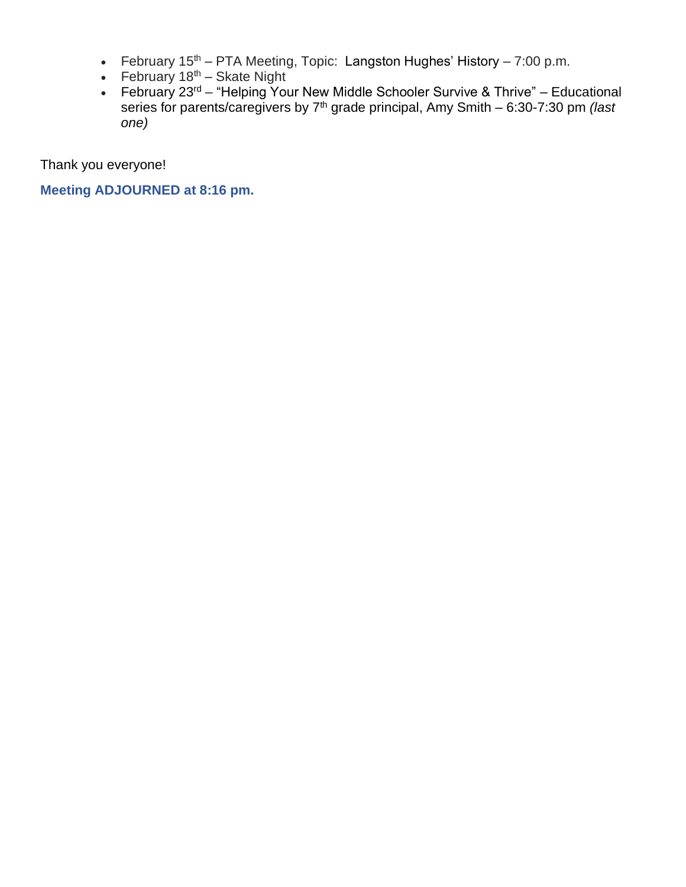- February 15th – PTA Meeting, Topic: Langston Hughes' History – 7:00 p.m.
- February 18th – Skate Night
- February 23rd – "Helping Your New Middle Schooler Survive & Thrive" – Educational series for parents/caregivers by 7th grade principal, Amy Smith – 6:30-7:30 pm *(last one)*

Thank you everyone!

**Meeting ADJOURNED at 8:16 pm.**